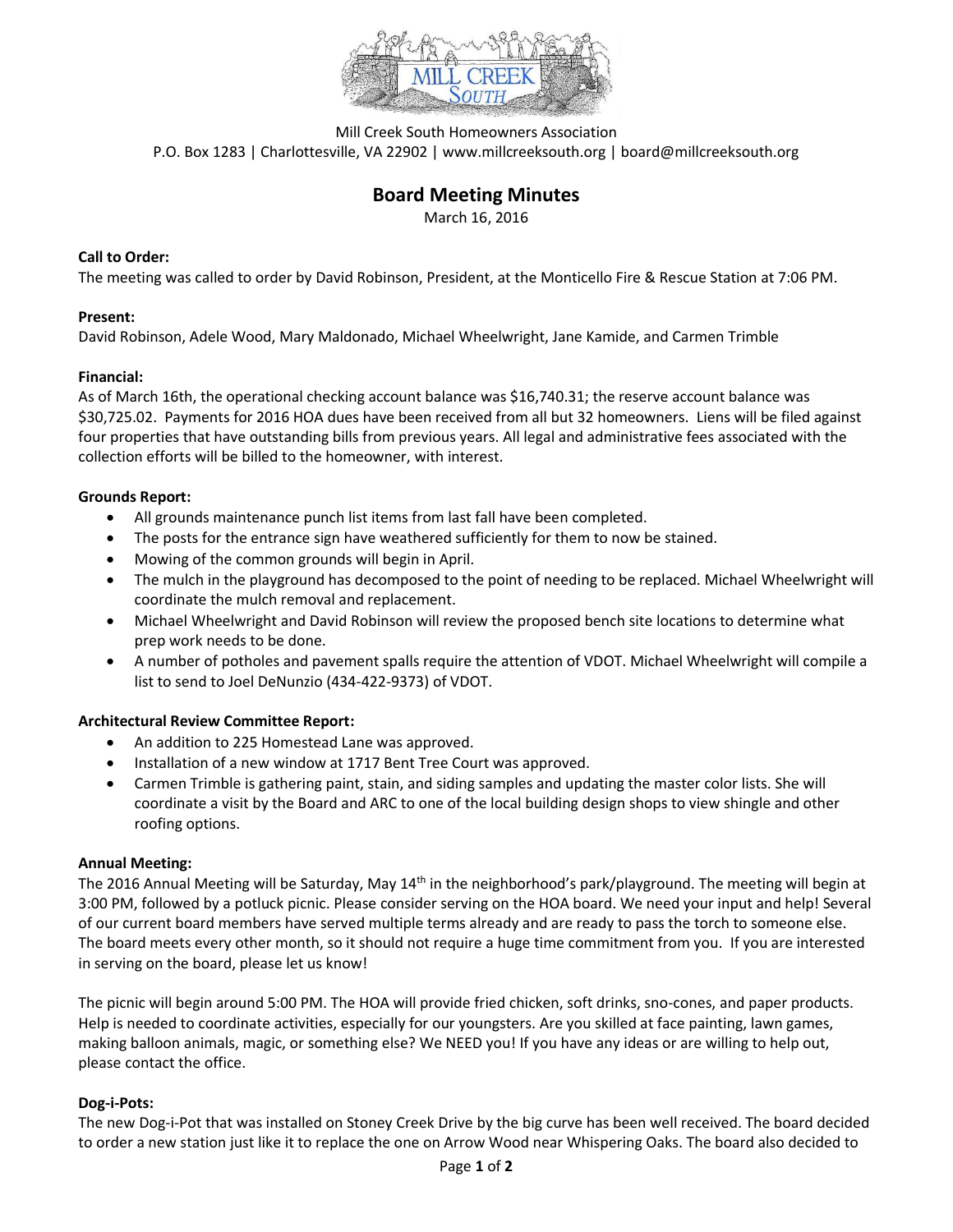Mill Creek South Homeowners Association
P.O. Box 1283 | Charlottesville, VA 22902 | www.millcreeksouth.org | board@millcreeksouth.org

# Board Meeting Minutes

March 16, 2016

**Call to Order:**
The meeting was called to order by David Robinson, President, at the Monticello Fire & Rescue Station at 7:06 PM.

**Present:**
David Robinson, Adele Wood, Mary Maldonado, Michael Wheelwright, Jane Kamide, and Carmen Trimble

**Financial:**
As of March 16th, the operational checking account balance was $16,740.31; the reserve account balance was $30,725.02. Payments for 2016 HOA dues have been received from all but 32 homeowners. Liens will be filed against four properties that have outstanding bills from previous years. All legal and administrative fees associated with the collection efforts will be billed to the homeowner, with interest.

**Grounds Report:**

- All grounds maintenance punch list items from last fall have been completed.
- The posts for the entrance sign have weathered sufficiently for them to now be stained.
- Mowing of the common grounds will begin in April.
- The mulch in the playground has decomposed to the point of needing to be replaced. Michael Wheelwright will coordinate the mulch removal and replacement.
- Michael Wheelwright and David Robinson will review the proposed bench site locations to determine what prep work needs to be done.
- A number of potholes and pavement spalls require the attention of VDOT. Michael Wheelwright will compile a list to send to Joel DeNunzio (434-422-9373) of VDOT.

**Architectural Review Committee Report:**

- An addition to 225 Homestead Lane was approved.
- Installation of a new window at 1717 Bent Tree Court was approved.
- Carmen Trimble is gathering paint, stain, and siding samples and updating the master color lists. She will coordinate a visit by the Board and ARC to one of the local building design shops to view shingle and other roofing options.

**Annual Meeting:**
The 2016 Annual Meeting will be Saturday, May 14th in the neighborhood's park/playground. The meeting will begin at 3:00 PM, followed by a potluck picnic. Please consider serving on the HOA board. We need your input and help! Several of our current board members have served multiple terms already and are ready to pass the torch to someone else. The board meets every other month, so it should not require a huge time commitment from you. If you are interested in serving on the board, please let us know!

The picnic will begin around 5:00 PM. The HOA will provide fried chicken, soft drinks, sno-cones, and paper products. Help is needed to coordinate activities, especially for our youngsters. Are you skilled at face painting, lawn games, making balloon animals, magic, or something else? We NEED you! If you have any ideas or are willing to help out, please contact the office.

**Dog-i-Pots:**
The new Dog-i-Pot that was installed on Stoney Creek Drive by the big curve has been well received. The board decided to order a new station just like it to replace the one on Arrow Wood near Whispering Oaks. The board also decided to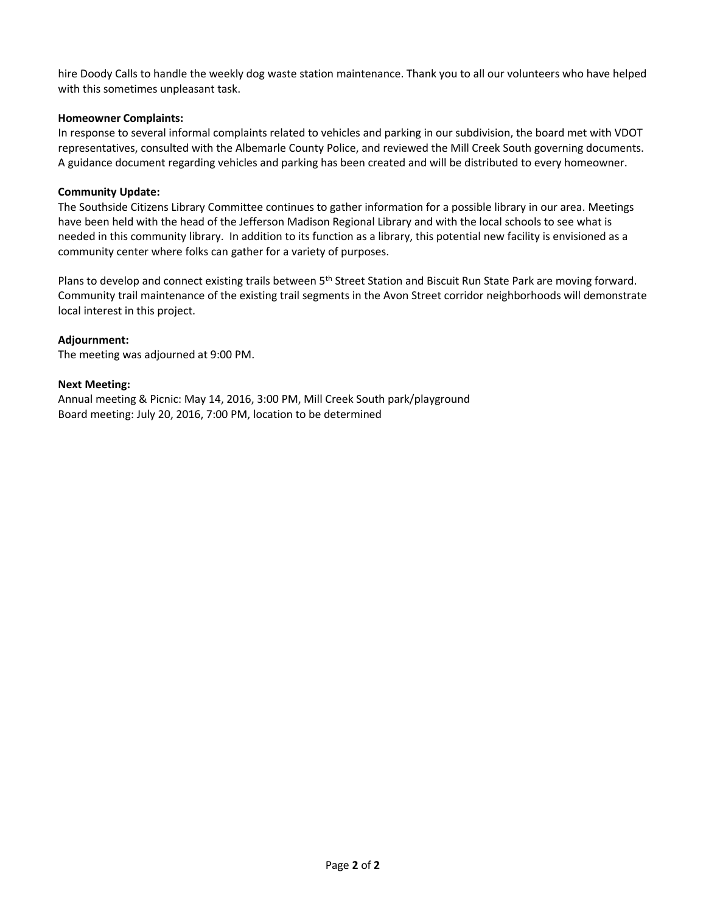hire Doody Calls to handle the weekly dog waste station maintenance. Thank you to all our volunteers who have helped with this sometimes unpleasant task.

**Homeowner Complaints:**
In response to several informal complaints related to vehicles and parking in our subdivision, the board met with VDOT representatives, consulted with the Albemarle County Police, and reviewed the Mill Creek South governing documents. A guidance document regarding vehicles and parking has been created and will be distributed to every homeowner.

**Community Update:**
The Southside Citizens Library Committee continues to gather information for a possible library in our area. Meetings have been held with the head of the Jefferson Madison Regional Library and with the local schools to see what is needed in this community library. In addition to its function as a library, this potential new facility is envisioned as a community center where folks can gather for a variety of purposes.

Plans to develop and connect existing trails between 5th Street Station and Biscuit Run State Park are moving forward. Community trail maintenance of the existing trail segments in the Avon Street corridor neighborhoods will demonstrate local interest in this project.

**Adjournment:**
The meeting was adjourned at 9:00 PM.

**Next Meeting:**
Annual meeting & Picnic: May 14, 2016, 3:00 PM, Mill Creek South park/playground
Board meeting: July 20, 2016, 7:00 PM, location to be determined